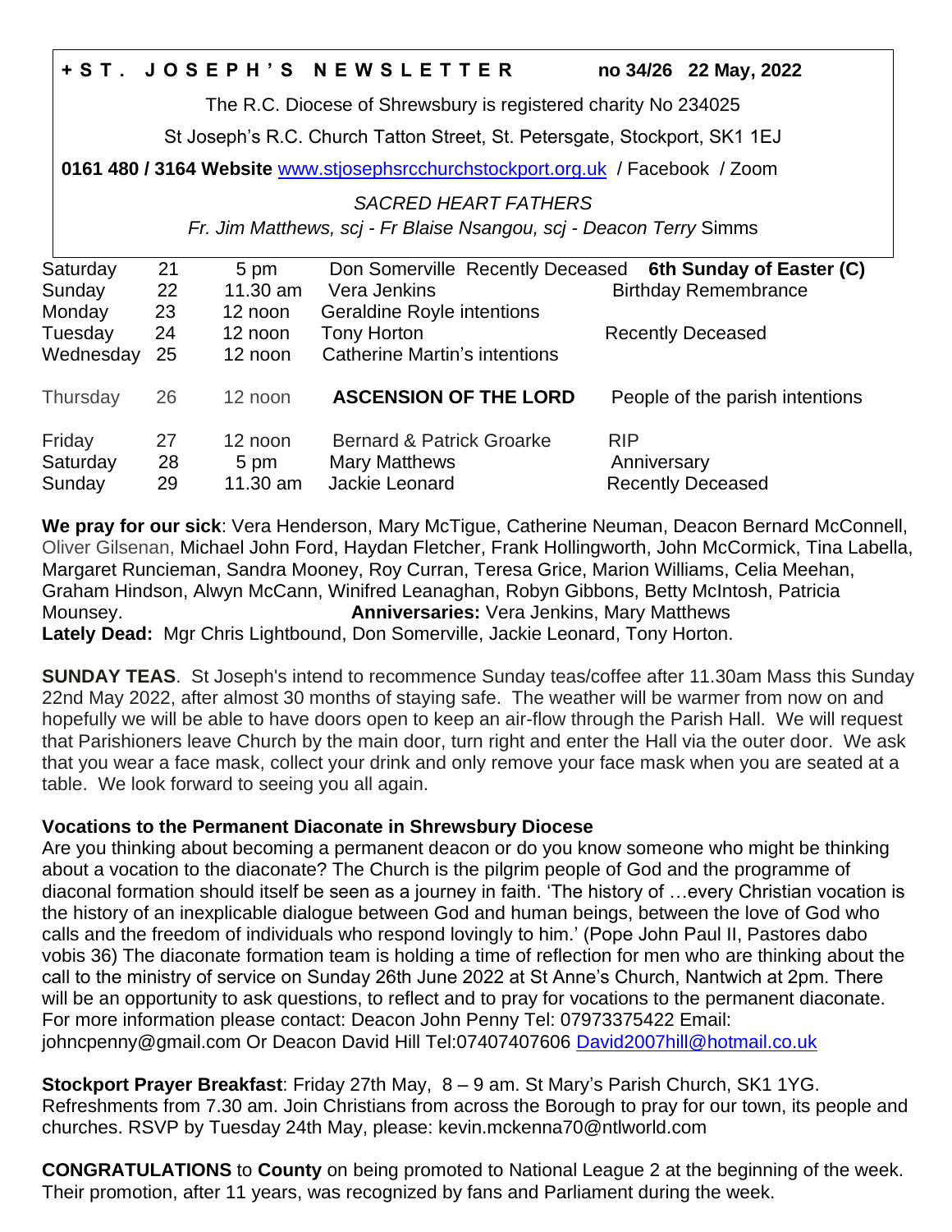# + S T . J O S E P H ' S N E W S L E T T E R no 34/26 22 May, 2022

The R.C. Diocese of Shrewsbury is registered charity No 234025

St Joseph's R.C. Church Tatton Street, St. Petersgate, Stockport, SK1 1EJ

**0161 480 / 3164 Website** www.stjosephsrcchurchstockport.org.uk / Facebook / Zoom

*SACRED HEART FATHERS*

*Fr. Jim Matthews, scj - Fr Blaise Nsangou, scj - Deacon Terry* Simms

| | | | | |
|---|---|---|---|---|
| Saturday | 21 | 5 pm | Don Somerville Recently Deceased | **6th Sunday of Easter (C)** |
| Sunday | 22 | 11.30 am | Vera Jenkins | Birthday Remembrance |
| Monday | 23 | 12 noon | Geraldine Royle intentions | |
| Tuesday | 24 | 12 noon | Tony Horton | Recently Deceased |
| Wednesday | 25 | 12 noon | Catherine Martin's intentions | |
| Thursday | 26 | 12 noon | **ASCENSION OF THE LORD** | People of the parish intentions |
| Friday | 27 | 12 noon | Bernard & Patrick Groarke | RIP |
| Saturday | 28 | 5 pm | Mary Matthews | Anniversary |
| Sunday | 29 | 11.30 am | Jackie Leonard | Recently Deceased |

**We pray for our sick**: Vera Henderson, Mary McTigue, Catherine Neuman, Deacon Bernard McConnell, Oliver Gilsenan, Michael John Ford, Haydan Fletcher, Frank Hollingworth, John McCormick, Tina Labella, Margaret Runcieman, Sandra Mooney, Roy Curran, Teresa Grice, Marion Williams, Celia Meehan, Graham Hindson, Alwyn McCann, Winifred Leanaghan, Robyn Gibbons, Betty McIntosh, Patricia Mounsey. **Anniversaries:** Vera Jenkins, Mary Matthews
**Lately Dead:** Mgr Chris Lightbound, Don Somerville, Jackie Leonard, Tony Horton.

**SUNDAY TEAS**. St Joseph's intend to recommence Sunday teas/coffee after 11.30am Mass this Sunday 22nd May 2022, after almost 30 months of staying safe. The weather will be warmer from now on and hopefully we will be able to have doors open to keep an air-flow through the Parish Hall. We will request that Parishioners leave Church by the main door, turn right and enter the Hall via the outer door. We ask that you wear a face mask, collect your drink and only remove your face mask when you are seated at a table. We look forward to seeing you all again.

**Vocations to the Permanent Diaconate in Shrewsbury Diocese**
Are you thinking about becoming a permanent deacon or do you know someone who might be thinking about a vocation to the diaconate? The Church is the pilgrim people of God and the programme of diaconal formation should itself be seen as a journey in faith. 'The history of …every Christian vocation is the history of an inexplicable dialogue between God and human beings, between the love of God who calls and the freedom of individuals who respond lovingly to him.' (Pope John Paul II, Pastores dabo vobis 36) The diaconate formation team is holding a time of reflection for men who are thinking about the call to the ministry of service on Sunday 26th June 2022 at St Anne's Church, Nantwich at 2pm. There will be an opportunity to ask questions, to reflect and to pray for vocations to the permanent diaconate. For more information please contact: Deacon John Penny Tel: 07973375422 Email: johncpenny@gmail.com Or Deacon David Hill Tel:07407407606 David2007hill@hotmail.co.uk

**Stockport Prayer Breakfast**: Friday 27th May, 8 – 9 am. St Mary's Parish Church, SK1 1YG. Refreshments from 7.30 am. Join Christians from across the Borough to pray for our town, its people and churches. RSVP by Tuesday 24th May, please: kevin.mckenna70@ntlworld.com

**CONGRATULATIONS** to **County** on being promoted to National League 2 at the beginning of the week. Their promotion, after 11 years, was recognized by fans and Parliament during the week.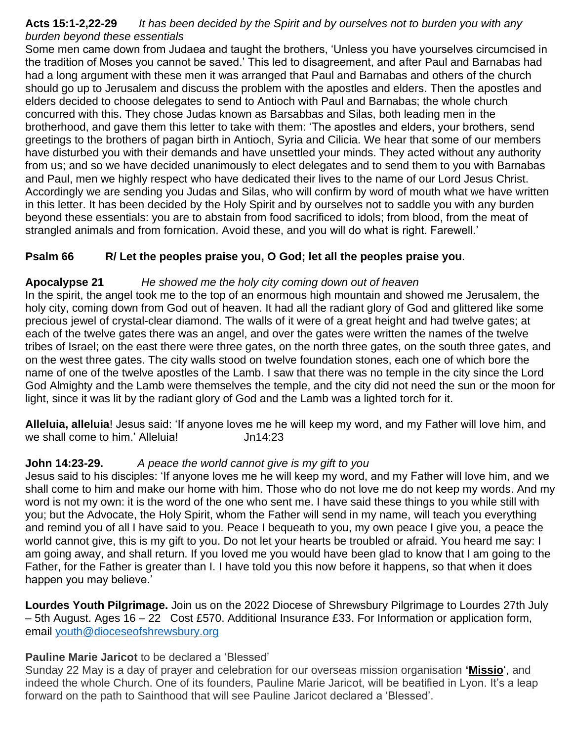**Acts 15:1-2,22-29** *It has been decided by the Spirit and by ourselves not to burden you with any burden beyond these essentials*

Some men came down from Judaea and taught the brothers, 'Unless you have yourselves circumcised in the tradition of Moses you cannot be saved.' This led to disagreement, and after Paul and Barnabas had had a long argument with these men it was arranged that Paul and Barnabas and others of the church should go up to Jerusalem and discuss the problem with the apostles and elders. Then the apostles and elders decided to choose delegates to send to Antioch with Paul and Barnabas; the whole church concurred with this. They chose Judas known as Barsabbas and Silas, both leading men in the brotherhood, and gave them this letter to take with them: 'The apostles and elders, your brothers, send greetings to the brothers of pagan birth in Antioch, Syria and Cilicia. We hear that some of our members have disturbed you with their demands and have unsettled your minds. They acted without any authority from us; and so we have decided unanimously to elect delegates and to send them to you with Barnabas and Paul, men we highly respect who have dedicated their lives to the name of our Lord Jesus Christ. Accordingly we are sending you Judas and Silas, who will confirm by word of mouth what we have written in this letter. It has been decided by the Holy Spirit and by ourselves not to saddle you with any burden beyond these essentials: you are to abstain from food sacrificed to idols; from blood, from the meat of strangled animals and from fornication. Avoid these, and you will do what is right. Farewell.'

**Psalm 66 R/ Let the peoples praise you, O God; let all the peoples praise you***.*

**Apocalypse 21** *He showed me the holy city coming down out of heaven*

In the spirit, the angel took me to the top of an enormous high mountain and showed me Jerusalem, the holy city, coming down from God out of heaven. It had all the radiant glory of God and glittered like some precious jewel of crystal-clear diamond. The walls of it were of a great height and had twelve gates; at each of the twelve gates there was an angel, and over the gates were written the names of the twelve tribes of Israel; on the east there were three gates, on the north three gates, on the south three gates, and on the west three gates. The city walls stood on twelve foundation stones, each one of which bore the name of one of the twelve apostles of the Lamb. I saw that there was no temple in the city since the Lord God Almighty and the Lamb were themselves the temple, and the city did not need the sun or the moon for light, since it was lit by the radiant glory of God and the Lamb was a lighted torch for it.

**Alleluia, alleluia**! Jesus said: 'If anyone loves me he will keep my word, and my Father will love him, and we shall come to him.' Alleluia! Jn14:23

**John 14:23-29.** *A peace the world cannot give is my gift to you*

Jesus said to his disciples: 'If anyone loves me he will keep my word, and my Father will love him, and we shall come to him and make our home with him. Those who do not love me do not keep my words. And my word is not my own: it is the word of the one who sent me. I have said these things to you while still with you; but the Advocate, the Holy Spirit, whom the Father will send in my name, will teach you everything and remind you of all I have said to you. Peace I bequeath to you, my own peace I give you, a peace the world cannot give, this is my gift to you. Do not let your hearts be troubled or afraid. You heard me say: I am going away, and shall return. If you loved me you would have been glad to know that I am going to the Father, for the Father is greater than I. I have told you this now before it happens, so that when it does happen you may believe.'

**Lourdes Youth Pilgrimage.** Join us on the 2022 Diocese of Shrewsbury Pilgrimage to Lourdes 27th July – 5th August. Ages 16 – 22 Cost £570. Additional Insurance £33. For Information or application form, email youth@dioceseofshrewsbury.org

**Pauline Marie Jaricot** to be declared a 'Blessed'

Sunday 22 May is a day of prayer and celebration for our overseas mission organisation **'Missio'**, and indeed the whole Church. One of its founders, Pauline Marie Jaricot, will be beatified in Lyon. It's a leap forward on the path to Sainthood that will see Pauline Jaricot declared a 'Blessed'.